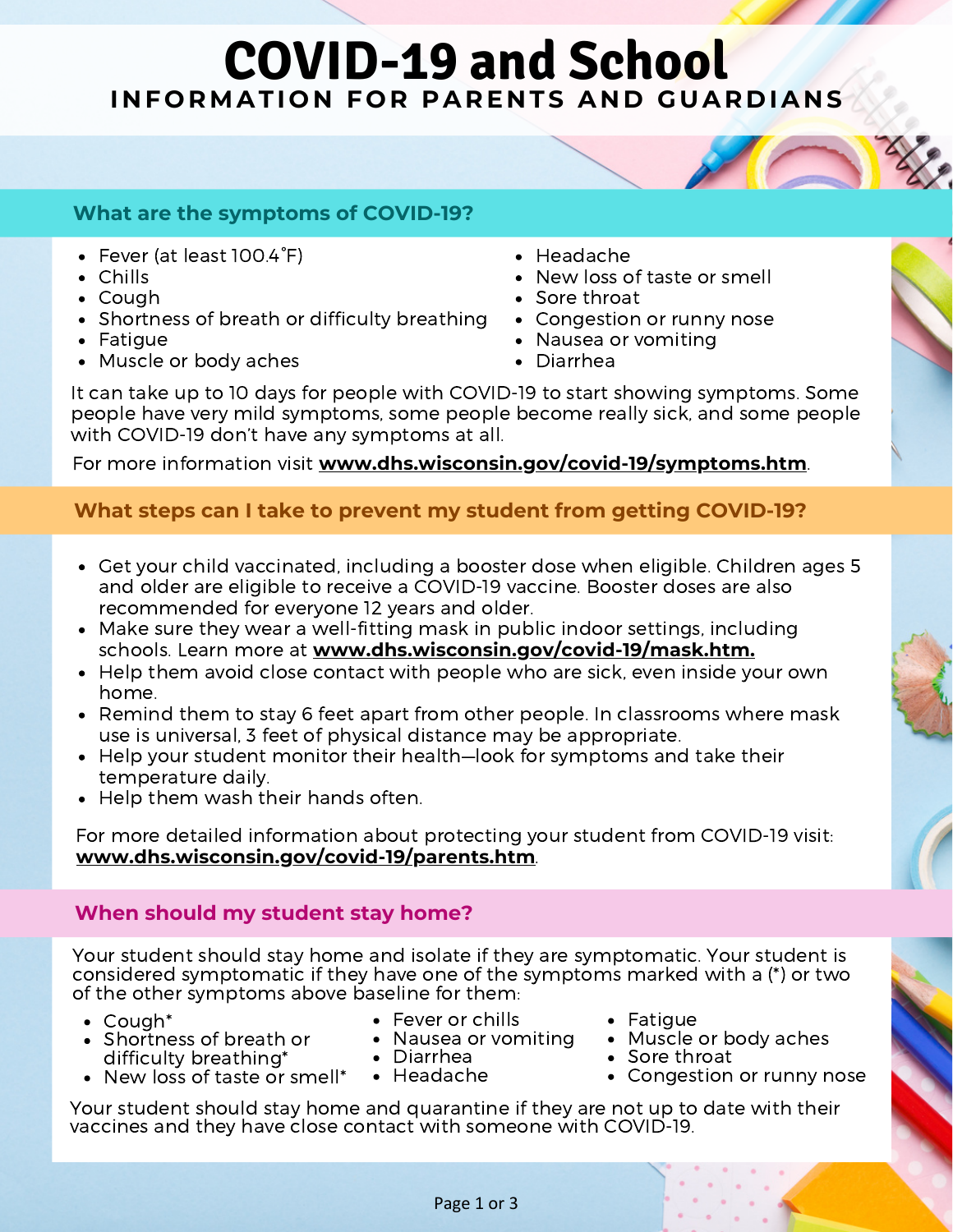# COVID-19 and School

## INFORMATION FOR PARENTS AND GUARDIANS

### What are the symptoms of COVID-19?

- Fever (at least 100.4˚F)
- Chills
- Cough
- Shortness of breath or difficulty breathing
- Fatigue
- Muscle or body aches
- Headache
- New loss of taste or smell
- Sore throat
- Congestion or runny nose
- Nausea or vomiting
- Diarrhea

It can take up to 10 days for people with COVID-19 to start showing symptoms. Some people have very mild symptoms, some people become really sick, and some people with COVID-19 don't have any symptoms at all.

For more information visit **www.dhs.wisconsin.gov/covid-19/symptoms.htm**.

### What steps can I take to prevent my student from getting COVID-19?

- Get your child vaccinated, including a booster dose when eligible. Children ages 5 and older are eligible to receive a COVID-19 vaccine. Booster doses are also recommended for everyone 12 years and older.
- Make sure they wear a well-fitting mask in public indoor settings, including schools. Learn more at **www.dhs.wisconsin.gov/covid-19/mask.htm.**
- Help them avoid close contact with people who are sick, even inside your own home.
- Remind them to stay 6 feet apart from other people. In classrooms where mask use is universal, 3 feet of physical distance may be appropriate.
- Help your student monitor their health—look for symptoms and take their temperature daily.
- Help them wash their hands often.

For more detailed information about protecting your student from COVID-19 visit: **www.dhs.wisconsin.gov/covid-19/parents.htm**.

### When should my student stay home?

Your student should stay home and isolate if they are symptomatic. Your student is considered symptomatic if they have one of the symptoms marked with a (*) or two of the other symptoms above baseline for them:

- Cough*
- Shortness of breath or difficulty breathing*
- New loss of taste or smell*
- Fever or chills
- Nausea or vomiting
- Diarrhea
- Headache
- Fatigue
- Muscle or body aches
- Sore throat
- Congestion or runny nose

Your student should stay home and quarantine if they are not up to date with their vaccines and they have close contact with someone with COVID-19.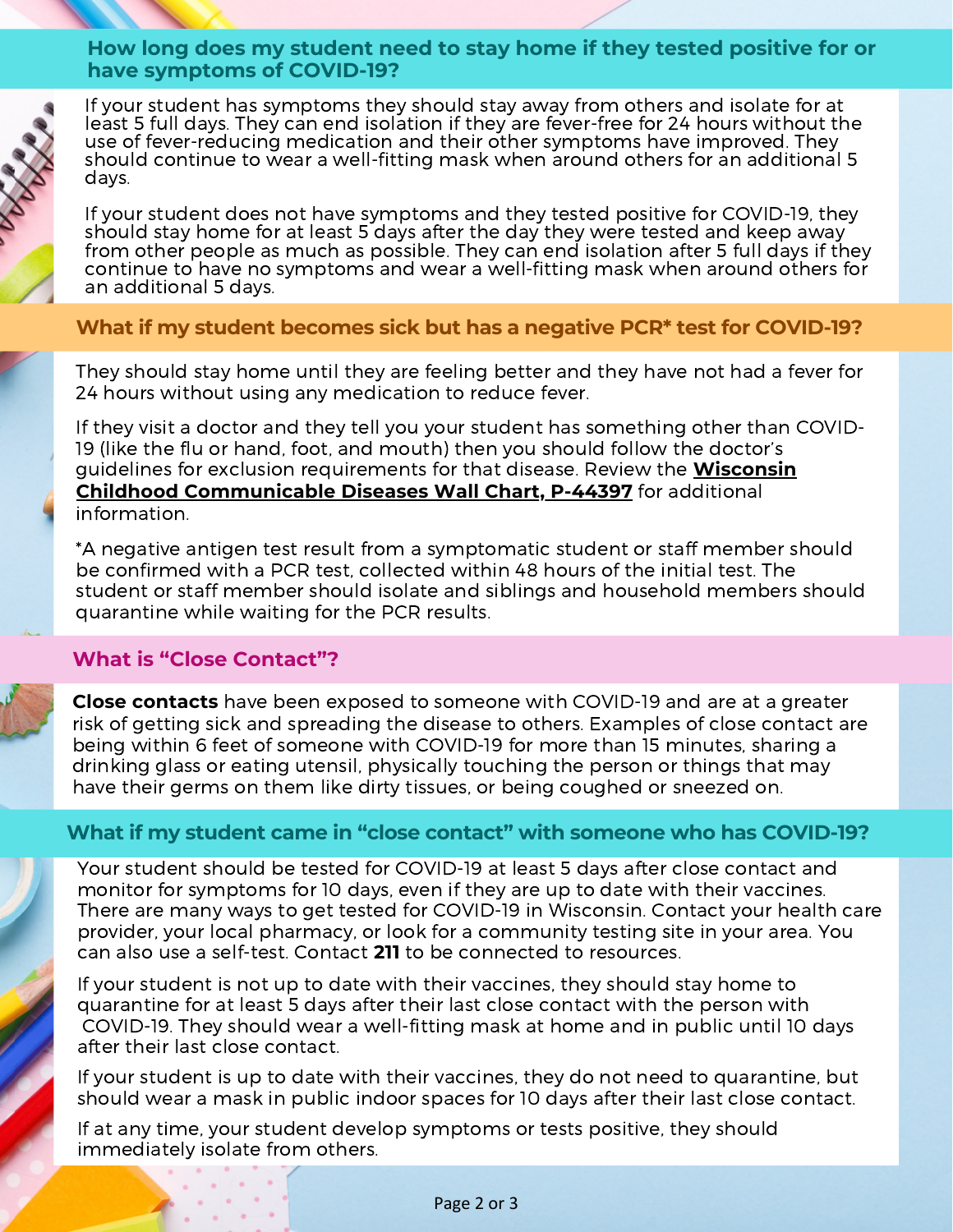## How long does my student need to stay home if they tested positive for or have symptoms of COVID-19?

If your student has symptoms they should stay away from others and isolate for at least 5 full days. They can end isolation if they are fever-free for 24 hours without the use of fever-reducing medication and their other symptoms have improved. They should continue to wear a well-fitting mask when around others for an additional 5 days.

If your student does not have symptoms and they tested positive for COVID-19, they should stay home for at least 5 days after the day they were tested and keep away from other people as much as possible. They can end isolation after 5 full days if they continue to have no symptoms and wear a well-fitting mask when around others for an additional 5 days.

## What if my student becomes sick but has a negative PCR* test for COVID-19?

They should stay home until they are feeling better and they have not had a fever for 24 hours without using any medication to reduce fever.

If they visit a doctor and they tell you your student has something other than COVID-19 (like the flu or hand, foot, and mouth) then you should follow the doctor's guidelines for exclusion requirements for that disease. Review the **Wisconsin Childhood Communicable Diseases Wall Chart, P-44397** for additional information.

*A negative antigen test result from a symptomatic student or staff member should be confirmed with a PCR test, collected within 48 hours of the initial test. The student or staff member should isolate and siblings and household members should quarantine while waiting for the PCR results.

## What is "Close Contact"?

**Close contacts** have been exposed to someone with COVID-19 and are at a greater risk of getting sick and spreading the disease to others. Examples of close contact are being within 6 feet of someone with COVID-19 for more than 15 minutes, sharing a drinking glass or eating utensil, physically touching the person or things that may have their germs on them like dirty tissues, or being coughed or sneezed on.

## What if my student came in "close contact" with someone who has COVID-19?

Your student should be tested for COVID-19 at least 5 days after close contact and monitor for symptoms for 10 days, even if they are up to date with their vaccines. There are many ways to get tested for COVID-19 in Wisconsin. Contact your health care provider, your local pharmacy, or look for a community testing site in your area. You can also use a self-test. Contact **211** to be connected to resources.

If your student is not up to date with their vaccines, they should stay home to quarantine for at least 5 days after their last close contact with the person with COVID-19. They should wear a well-fitting mask at home and in public until 10 days after their last close contact.

If your student is up to date with their vaccines, they do not need to quarantine, but should wear a mask in public indoor spaces for 10 days after their last close contact.

If at any time, your student develop symptoms or tests positive, they should immediately isolate from others.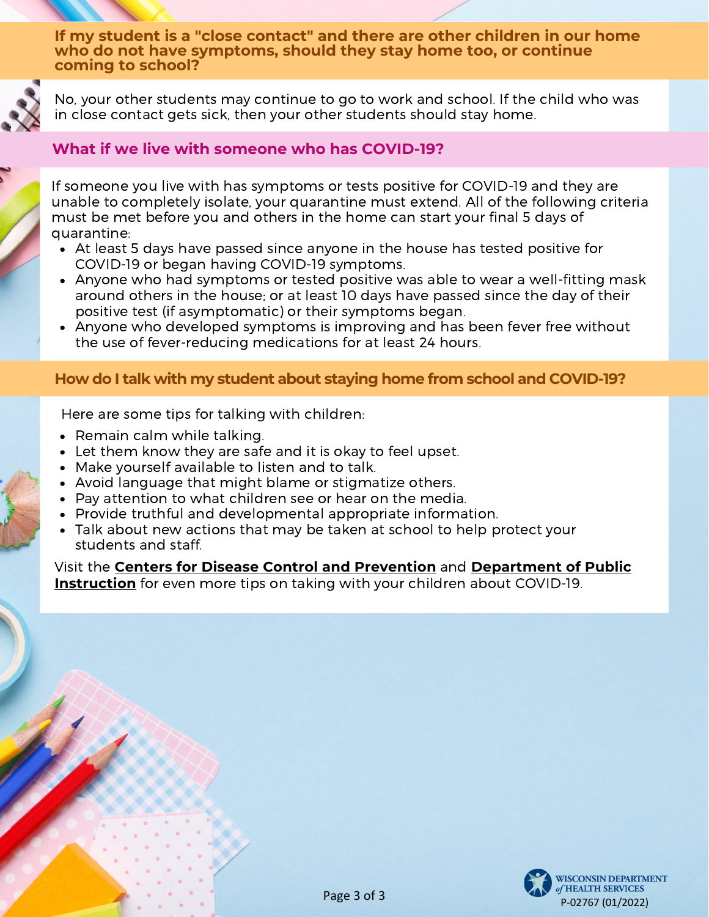## If my student is a "close contact" and there are other children in our home who do not have symptoms, should they stay home too, or continue coming to school?

No, your other students may continue to go to work and school. If the child who was in close contact gets sick, then your other students should stay home.

## What if we live with someone who has COVID-19?

If someone you live with has symptoms or tests positive for COVID-19 and they are unable to completely isolate, your quarantine must extend. All of the following criteria must be met before you and others in the home can start your final 5 days of quarantine:

- At least 5 days have passed since anyone in the house has tested positive for COVID-19 or began having COVID-19 symptoms.
- Anyone who had symptoms or tested positive was able to wear a well-fitting mask around others in the house; or at least 10 days have passed since the day of their positive test (if asymptomatic) or their symptoms began.
- Anyone who developed symptoms is improving and has been fever free without the use of fever-reducing medications for at least 24 hours.

## How do I talk with my student about staying home from school and COVID-19?

Here are some tips for talking with children:

- Remain calm while talking.
- Let them know they are safe and it is okay to feel upset.
- Make yourself available to listen and to talk.
- Avoid language that might blame or stigmatize others.
- Pay attention to what children see or hear on the media.
- Provide truthful and developmental appropriate information.
- Talk about new actions that may be taken at school to help protect your students and staff.

Visit the **Centers for Disease Control and Prevention** and **Department of Public Instruction** for even more tips on taking with your children about COVID-19.

WISCONSIN DEPARTMENT of HEALTH SERVICES
P-02767 (01/2022)